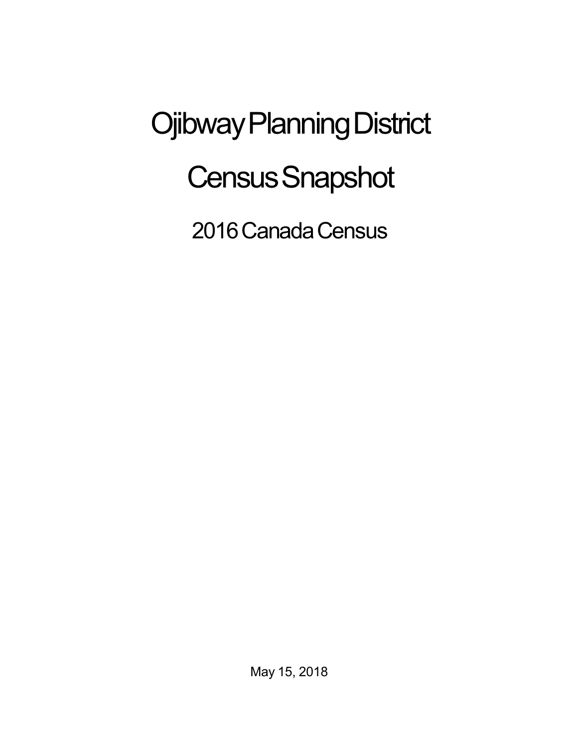# Ojibway Planning District

# Census Snapshot

## 2016 Canada Census

May 15, 2018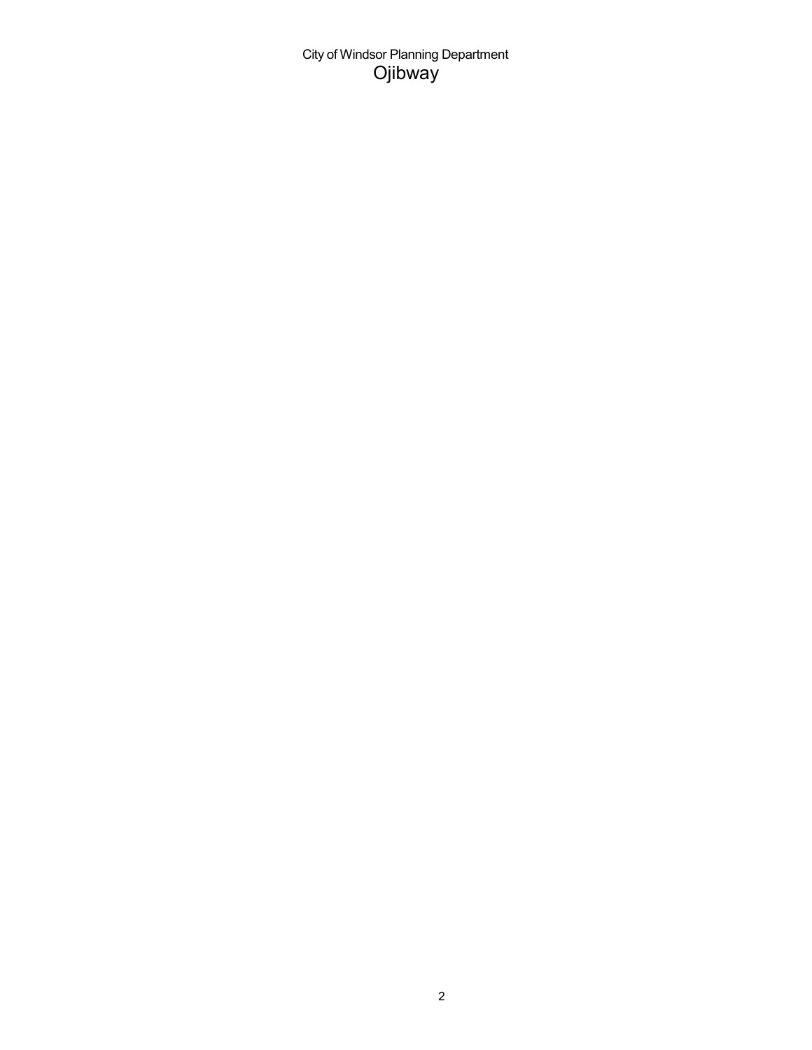City of Windsor Planning Department

# Ojibway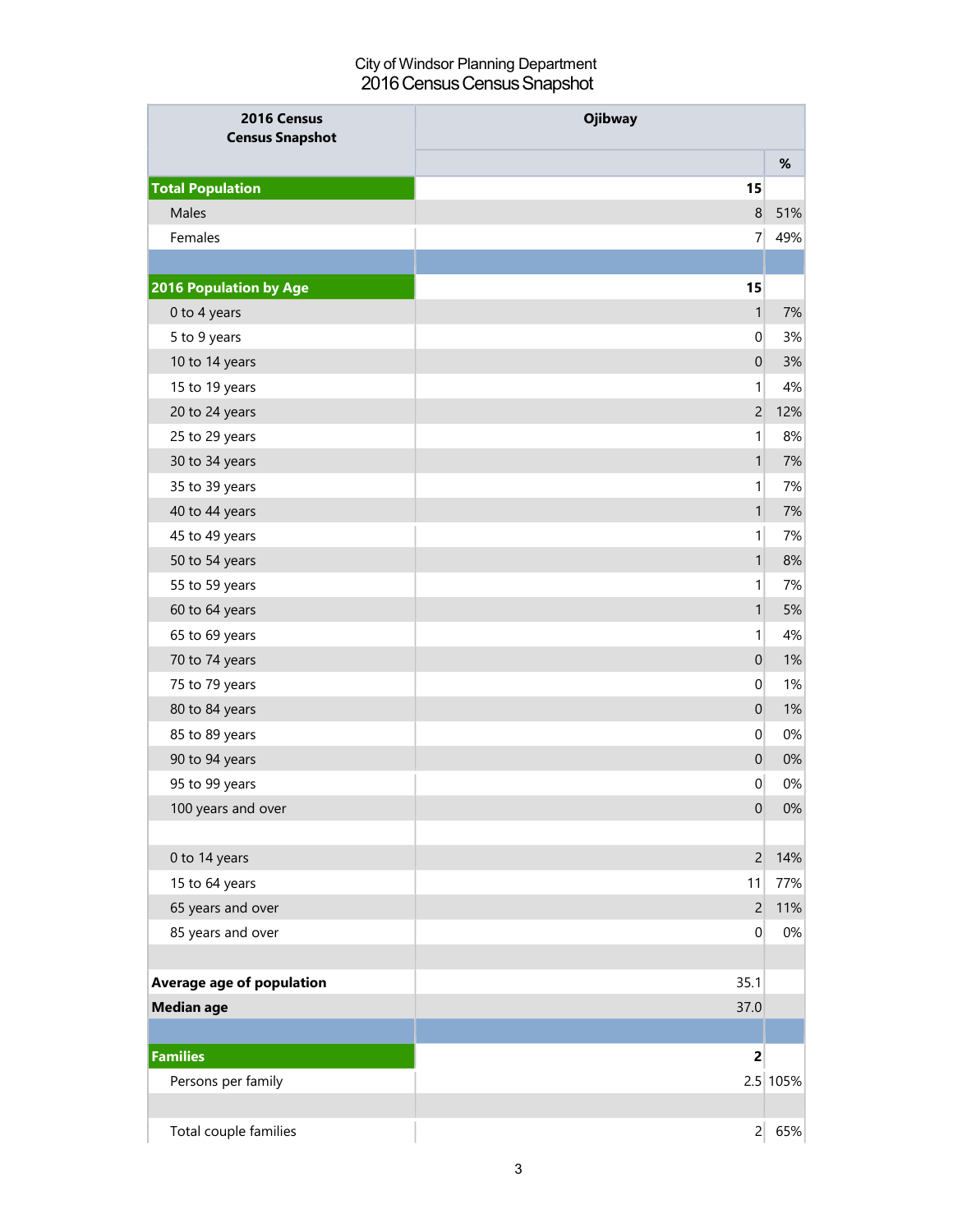City of Windsor Planning Department
2016 Census Census Snapshot

| 2016 Census Census Snapshot | Ojibway | % |
|---|---|---|
| **Total Population** | **15** | |
| Males | 8 | 51% |
| Females | 7 | 49% |
| | | |
| **2016 Population by Age** | **15** | |
| 0 to 4 years | 1 | 7% |
| 5 to 9 years | 0 | 3% |
| 10 to 14 years | 0 | 3% |
| 15 to 19 years | 1 | 4% |
| 20 to 24 years | 2 | 12% |
| 25 to 29 years | 1 | 8% |
| 30 to 34 years | 1 | 7% |
| 35 to 39 years | 1 | 7% |
| 40 to 44 years | 1 | 7% |
| 45 to 49 years | 1 | 7% |
| 50 to 54 years | 1 | 8% |
| 55 to 59 years | 1 | 7% |
| 60 to 64 years | 1 | 5% |
| 65 to 69 years | 1 | 4% |
| 70 to 74 years | 0 | 1% |
| 75 to 79 years | 0 | 1% |
| 80 to 84 years | 0 | 1% |
| 85 to 89 years | 0 | 0% |
| 90 to 94 years | 0 | 0% |
| 95 to 99 years | 0 | 0% |
| 100 years and over | 0 | 0% |
| | | |
| 0 to 14 years | 2 | 14% |
| 15 to 64 years | 11 | 77% |
| 65 years and over | 2 | 11% |
| 85 years and over | 0 | 0% |
| | | |
| **Average age of population** | 35.1 | |
| **Median age** | 37.0 | |
| | | |
| **Families** | **2** | |
| Persons per family | 2.5 | 105% |
| | | |
| Total couple families | 2 | 65% |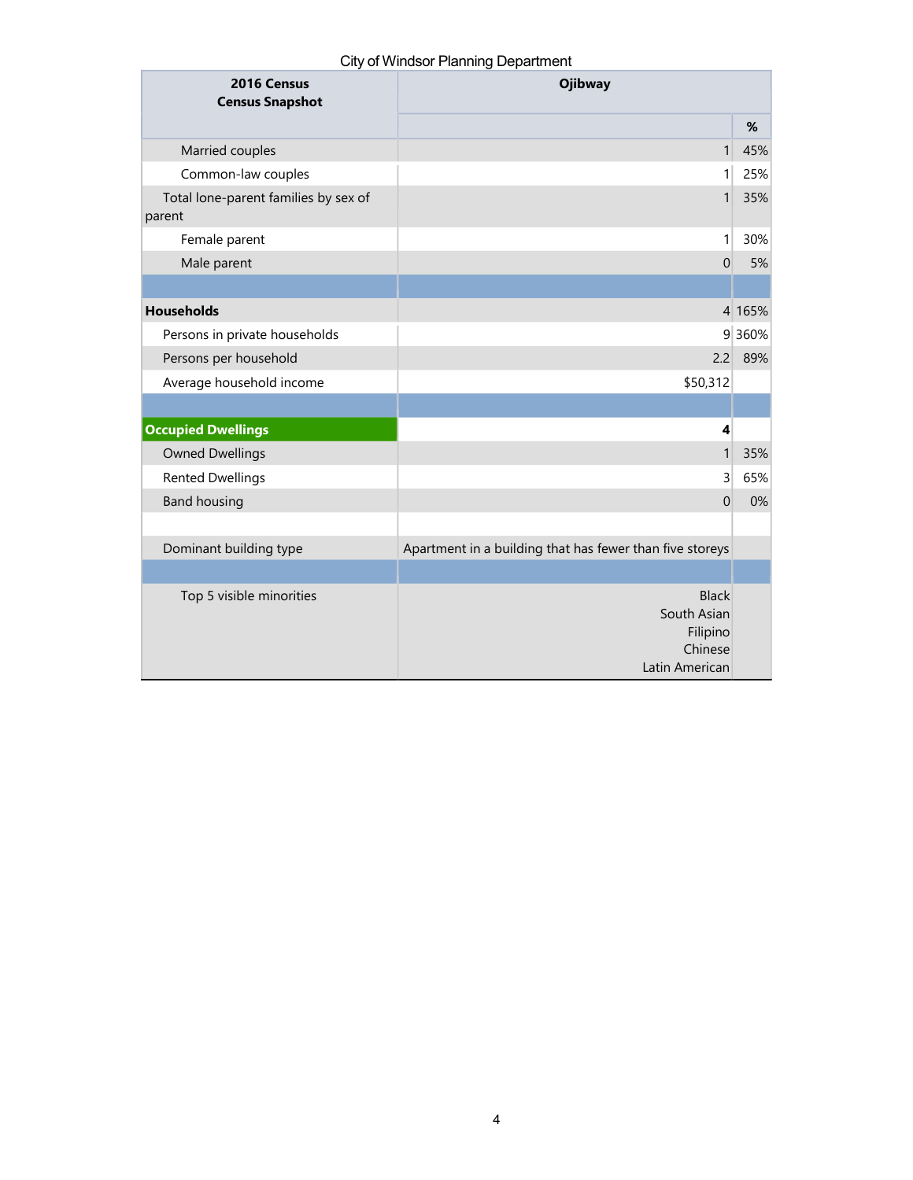City of Windsor Planning Department

| 2016 Census<br>Census Snapshot | Ojibway | |
|---|---|---|
| | | % |
| Married couples | 1 | 45% |
| Common-law couples | 1 | 25% |
| Total lone-parent families by sex of parent | 1 | 35% |
| Female parent | 1 | 30% |
| Male parent | 0 | 5% |
| | | |
| **Households** | 4 | 165% |
| Persons in private households | 9 | 360% |
| Persons per household | 2.2 | 89% |
| Average household income | $50,312 | |
| | | |
| **Occupied Dwellings** | **4** | |
| Owned Dwellings | 1 | 35% |
| Rented Dwellings | 3 | 65% |
| Band housing | 0 | 0% |
| | | |
| Dominant building type | Apartment in a building that has fewer than five storeys | |
| | | |
| Top 5 visible minorities | Black<br>South Asian<br>Filipino<br>Chinese<br>Latin American | |